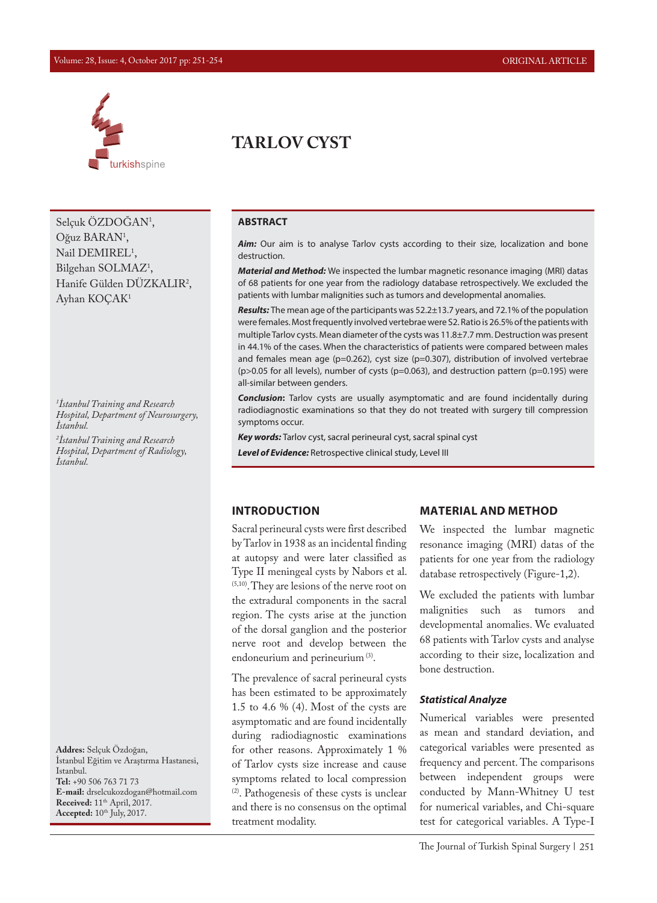# TARLOV CYST

Selçuk ÖZDOĞAN[1], Oğuz BARAN[1], Nail DEMIREL[1], Bilgehan SOLMAZ[1], Hanife Gülden DÜZKALIR[2], Ayhan KOÇAK[1]

*[1]İstanbul Training and Research Hospital, Department of Neurosurgery, İstanbul.*

*[2]İstanbul Training and Research Hospital, Department of Radiology, İstanbul.*

**Addres:** Selçuk Özdoğan, İstanbul Eğitim ve Araştırma Hastanesi, İstanbul.
**Tel:** +90 506 763 71 73
**E-mail:** drselcukozdogan@hotmail.com
**Received:** 11th April, 2017.
**Accepted:** 10th July, 2017.

## ABSTRACT

***Aim:*** Our aim is to analyse Tarlov cysts according to their size, localization and bone destruction.

***Material and Method:*** We inspected the lumbar magnetic resonance imaging (MRI) datas of 68 patients for one year from the radiology database retrospectively. We excluded the patients with lumbar malignities such as tumors and developmental anomalies.

***Results:*** The mean age of the participants was 52.2±13.7 years, and 72.1% of the population were females. Most frequently involved vertebrae were S2. Ratio is 26.5% of the patients with multiple Tarlov cysts. Mean diameter of the cysts was 11.8±7.7 mm. Destruction was present in 44.1% of the cases. When the characteristics of patients were compared between males and females mean age (p=0.262), cyst size (p=0.307), distribution of involved vertebrae (p>0.05 for all levels), number of cysts (p=0.063), and destruction pattern (p=0.195) were all-similar between genders.

***Conclusion*:** Tarlov cysts are usually asymptomatic and are found incidentally during radiodiagnostic examinations so that they do not treated with surgery till compression symptoms occur.

***Key words:*** Tarlov cyst, sacral perineural cyst, sacral spinal cyst

***Level of Evidence:*** Retrospective clinical study, Level III

## INTRODUCTION

Sacral perineural cysts were first described by Tarlov in 1938 as an incidental finding at autopsy and were later classified as Type II meningeal cysts by Nabors et al. [5,10]. They are lesions of the nerve root on the extradural components in the sacral region. The cysts arise at the junction of the dorsal ganglion and the posterior nerve root and develop between the endoneurium and perineurium [3].

The prevalence of sacral perineural cysts has been estimated to be approximately 1.5 to 4.6 % (4). Most of the cysts are asymptomatic and are found incidentally during radiodiagnostic examinations for other reasons. Approximately 1 % of Tarlov cysts size increase and cause symptoms related to local compression [2]. Pathogenesis of these cysts is unclear and there is no consensus on the optimal treatment modality.

## MATERIAL AND METHOD

We inspected the lumbar magnetic resonance imaging (MRI) datas of the patients for one year from the radiology database retrospectively (Figure-1,2).

We excluded the patients with lumbar malignities such as tumors and developmental anomalies. We evaluated 68 patients with Tarlov cysts and analyse according to their size, localization and bone destruction.

### *Statistical Analyze*

Numerical variables were presented as mean and standard deviation, and categorical variables were presented as frequency and percent. The comparisons between independent groups were conducted by Mann-Whitney U test for numerical variables, and Chi-square test for categorical variables. A Type-I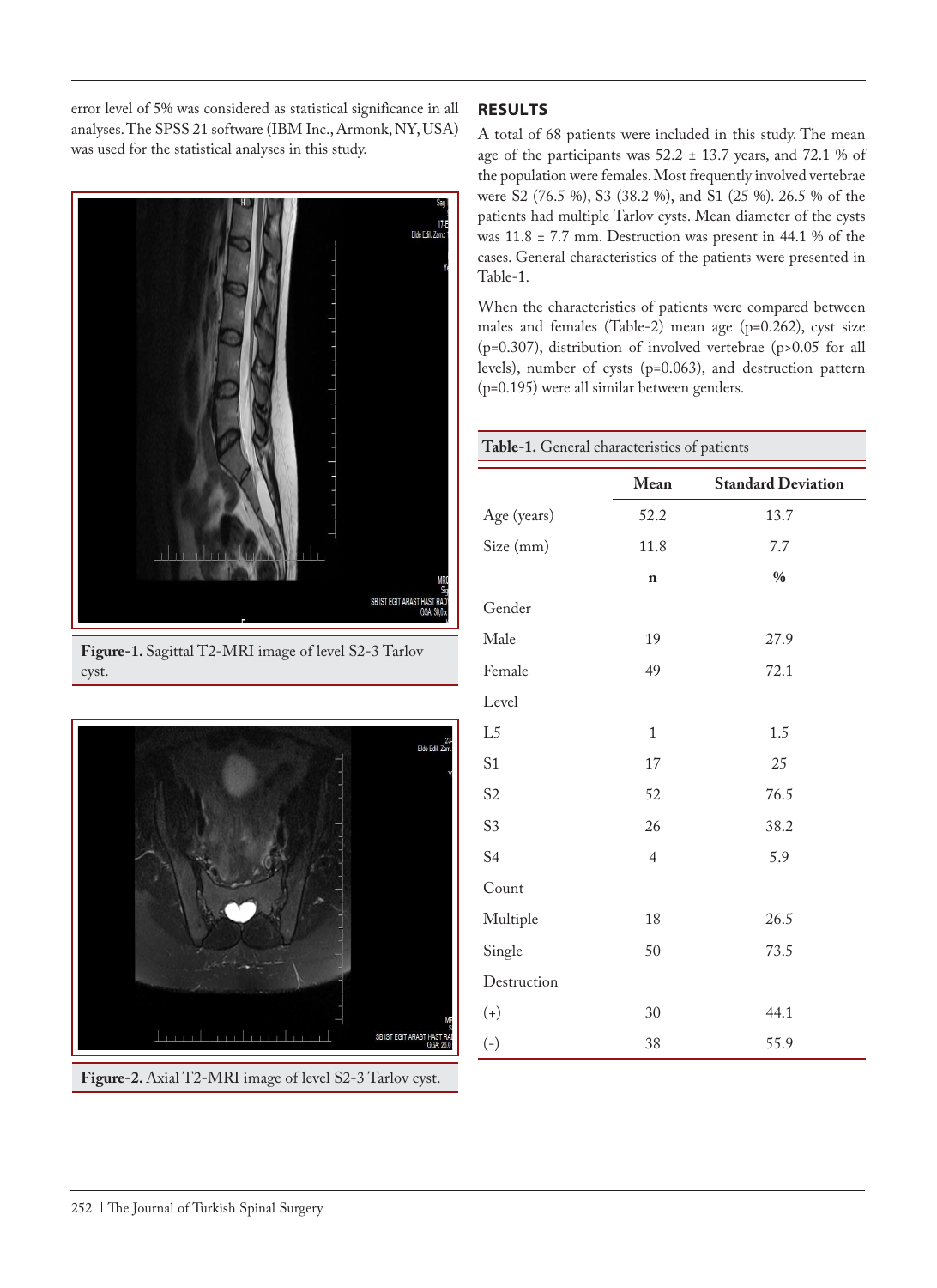error level of 5% was considered as statistical significance in all analyses. The SPSS 21 software (IBM Inc., Armonk, NY, USA) was used for the statistical analyses in this study.

**Figure-1.** Sagittal T2-MRI image of level S2-3 Tarlov cyst.

**Figure-2.** Axial T2-MRI image of level S2-3 Tarlov cyst.

## RESULTS

A total of 68 patients were included in this study. The mean age of the participants was 52.2 ± 13.7 years, and 72.1 % of the population were females. Most frequently involved vertebrae were S2 (76.5 %), S3 (38.2 %), and S1 (25 %). 26.5 % of the patients had multiple Tarlov cysts. Mean diameter of the cysts was 11.8 ± 7.7 mm. Destruction was present in 44.1 % of the cases. General characteristics of the patients were presented in Table-1.

When the characteristics of patients were compared between males and females (Table-2) mean age (p=0.262), cyst size (p=0.307), distribution of involved vertebrae (p>0.05 for all levels), number of cysts (p=0.063), and destruction pattern (p=0.195) were all similar between genders.

**Table-1.** General characteristics of patients

| | Mean | Standard Deviation |
|---|---|---|
| Age (years) | 52.2 | 13.7 |
| Size (mm) | 11.8 | 7.7 |
| | **n** | **%** |
| Gender | | |
| Male | 19 | 27.9 |
| Female | 49 | 72.1 |
| Level | | |
| L5 | 1 | 1.5 |
| S1 | 17 | 25 |
| S2 | 52 | 76.5 |
| S3 | 26 | 38.2 |
| S4 | 4 | 5.9 |
| Count | | |
| Multiple | 18 | 26.5 |
| Single | 50 | 73.5 |
| Destruction | | |
| (+) | 30 | 44.1 |
| (-) | 38 | 55.9 |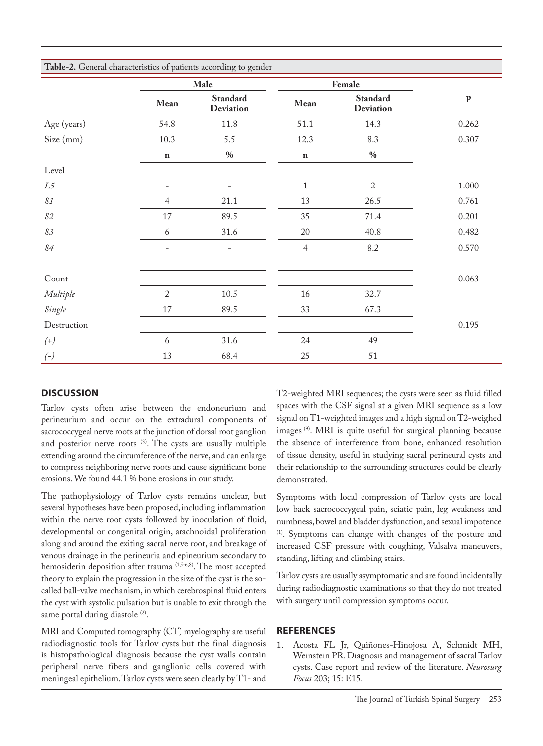**Table-2.** General characteristics of patients according to gender

| | Male | | Female | | p |
|---|---|---|---|---|---|
| | Mean | Standard Deviation | Mean | Standard Deviation | |
| Age (years) | 54.8 | 11.8 | 51.1 | 14.3 | 0.262 |
| Size (mm) | 10.3 | 5.5 | 12.3 | 8.3 | 0.307 |
| | n | % | n | % | |
| Level | | | | | |
| *L5* | - | - | 1 | 2 | 1.000 |
| *S1* | 4 | 21.1 | 13 | 26.5 | 0.761 |
| *S2* | 17 | 89.5 | 35 | 71.4 | 0.201 |
| *S3* | 6 | 31.6 | 20 | 40.8 | 0.482 |
| *S4* | - | - | 4 | 8.2 | 0.570 |
| Count | | | | | 0.063 |
| *Multiple* | 2 | 10.5 | 16 | 32.7 | |
| *Single* | 17 | 89.5 | 33 | 67.3 | |
| Destruction | | | | | 0.195 |
| *(+)* | 6 | 31.6 | 24 | 49 | |
| *(-)* | 13 | 68.4 | 25 | 51 | |

## DISCUSSION

Tarlov cysts often arise between the endoneurium and perineurium and occur on the extradural components of sacrococcygeal nerve roots at the junction of dorsal root ganglion and posterior nerve roots [3]. The cysts are usually multiple extending around the circumference of the nerve, and can enlarge to compress neighboring nerve roots and cause significant bone erosions. We found 44.1 % bone erosions in our study.

The pathophysiology of Tarlov cysts remains unclear, but several hypotheses have been proposed, including inflammation within the nerve root cysts followed by inoculation of fluid, developmental or congenital origin, arachnoidal proliferation along and around the exiting sacral nerve root, and breakage of venous drainage in the perineuria and epineurium secondary to hemosiderin deposition after trauma [1,5-6,8]. The most accepted theory to explain the progression in the size of the cyst is the so-called ball-valve mechanism, in which cerebrospinal fluid enters the cyst with systolic pulsation but is unable to exit through the same portal during diastole [2].

MRI and Computed tomography (CT) myelography are useful radiodiagnostic tools for Tarlov cysts but the final diagnosis is histopathological diagnosis because the cyst walls contain peripheral nerve fibers and ganglionic cells covered with meningeal epithelium. Tarlov cysts were seen clearly by T1- and T2-weighted MRI sequences; the cysts were seen as fluid filled spaces with the CSF signal at a given MRI sequence as a low signal on T1-weighted images and a high signal on T2-weighed images [9]. MRI is quite useful for surgical planning because the absence of interference from bone, enhanced resolution of tissue density, useful in studying sacral perineural cysts and their relationship to the surrounding structures could be clearly demonstrated.

Symptoms with local compression of Tarlov cysts are local low back sacrococcygeal pain, sciatic pain, leg weakness and numbness, bowel and bladder dysfunction, and sexual impotence [1]. Symptoms can change with changes of the posture and increased CSF pressure with coughing, Valsalva maneuvers, standing, lifting and climbing stairs.

Tarlov cysts are usually asymptomatic and are found incidentally during radiodiagnostic examinations so that they do not treated with surgery until compression symptoms occur.

## REFERENCES

1. Acosta FL Jr, Quiñones-Hinojosa A, Schmidt MH, Weinstein PR. Diagnosis and management of sacral Tarlov cysts. Case report and review of the literature. *Neurosurg Focus* 203; 15: E15.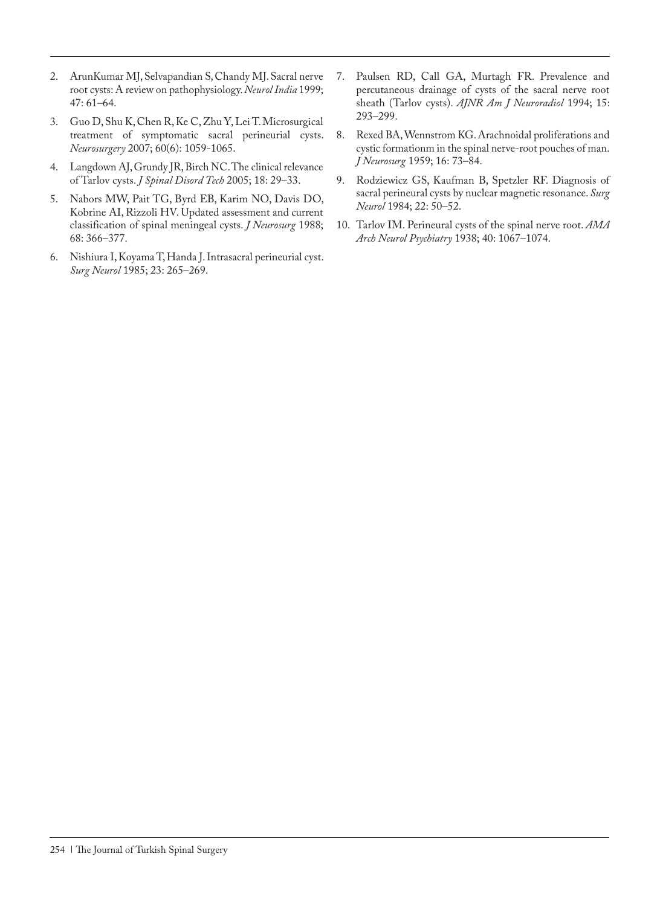2. ArunKumar MJ, Selvapandian S, Chandy MJ. Sacral nerve root cysts: A review on pathophysiology. *Neurol India* 1999; 47: 61–64.
3. Guo D, Shu K, Chen R, Ke C, Zhu Y, Lei T. Microsurgical treatment of symptomatic sacral perineurial cysts. *Neurosurgery* 2007; 60(6): 1059-1065.
4. Langdown AJ, Grundy JR, Birch NC. The clinical relevance of Tarlov cysts. *J Spinal Disord Tech* 2005; 18: 29–33.
5. Nabors MW, Pait TG, Byrd EB, Karim NO, Davis DO, Kobrine AI, Rizzoli HV. Updated assessment and current classification of spinal meningeal cysts. *J Neurosurg* 1988; 68: 366–377.
6. Nishiura I, Koyama T, Handa J. Intrasacral perineurial cyst. *Surg Neurol* 1985; 23: 265–269.
7. Paulsen RD, Call GA, Murtagh FR. Prevalence and percutaneous drainage of cysts of the sacral nerve root sheath (Tarlov cysts). *AJNR Am J Neuroradiol* 1994; 15: 293–299.
8. Rexed BA, Wennstrom KG. Arachnoidal proliferations and cystic formationm in the spinal nerve-root pouches of man. *J Neurosurg* 1959; 16: 73–84.
9. Rodziewicz GS, Kaufman B, Spetzler RF. Diagnosis of sacral perineural cysts by nuclear magnetic resonance. *Surg Neurol* 1984; 22: 50–52.
10. Tarlov IM. Perineural cysts of the spinal nerve root. *AMA Arch Neurol Psychiatry* 1938; 40: 1067–1074.